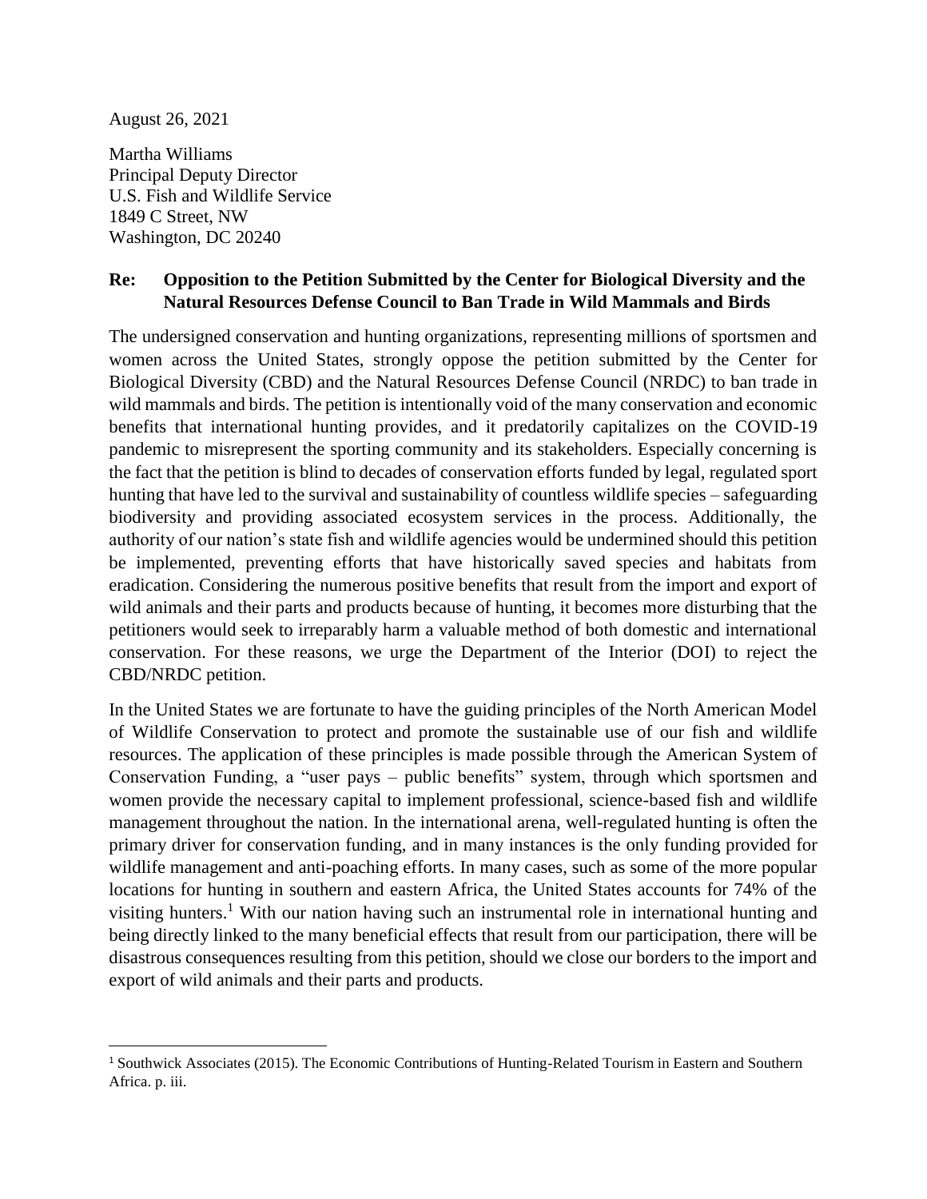August 26, 2021

Martha Williams
Principal Deputy Director
U.S. Fish and Wildlife Service
1849 C Street, NW
Washington, DC 20240

**Re: Opposition to the Petition Submitted by the Center for Biological Diversity and the Natural Resources Defense Council to Ban Trade in Wild Mammals and Birds**

The undersigned conservation and hunting organizations, representing millions of sportsmen and women across the United States, strongly oppose the petition submitted by the Center for Biological Diversity (CBD) and the Natural Resources Defense Council (NRDC) to ban trade in wild mammals and birds. The petition is intentionally void of the many conservation and economic benefits that international hunting provides, and it predatorily capitalizes on the COVID-19 pandemic to misrepresent the sporting community and its stakeholders. Especially concerning is the fact that the petition is blind to decades of conservation efforts funded by legal, regulated sport hunting that have led to the survival and sustainability of countless wildlife species – safeguarding biodiversity and providing associated ecosystem services in the process. Additionally, the authority of our nation's state fish and wildlife agencies would be undermined should this petition be implemented, preventing efforts that have historically saved species and habitats from eradication. Considering the numerous positive benefits that result from the import and export of wild animals and their parts and products because of hunting, it becomes more disturbing that the petitioners would seek to irreparably harm a valuable method of both domestic and international conservation. For these reasons, we urge the Department of the Interior (DOI) to reject the CBD/NRDC petition.

In the United States we are fortunate to have the guiding principles of the North American Model of Wildlife Conservation to protect and promote the sustainable use of our fish and wildlife resources. The application of these principles is made possible through the American System of Conservation Funding, a "user pays – public benefits" system, through which sportsmen and women provide the necessary capital to implement professional, science-based fish and wildlife management throughout the nation. In the international arena, well-regulated hunting is often the primary driver for conservation funding, and in many instances is the only funding provided for wildlife management and anti-poaching efforts. In many cases, such as some of the more popular locations for hunting in southern and eastern Africa, the United States accounts for 74% of the visiting hunters.[1] With our nation having such an instrumental role in international hunting and being directly linked to the many beneficial effects that result from our participation, there will be disastrous consequences resulting from this petition, should we close our borders to the import and export of wild animals and their parts and products.

---

[1] Southwick Associates (2015). The Economic Contributions of Hunting-Related Tourism in Eastern and Southern Africa. p. iii.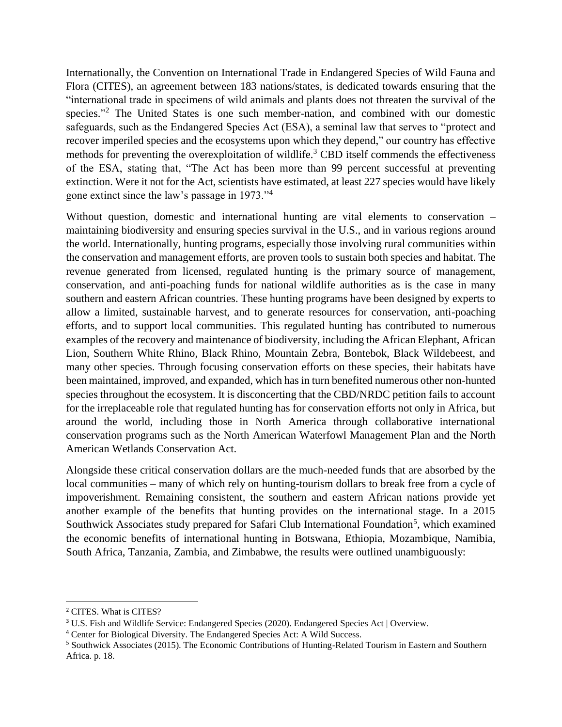Internationally, the Convention on International Trade in Endangered Species of Wild Fauna and Flora (CITES), an agreement between 183 nations/states, is dedicated towards ensuring that the "international trade in specimens of wild animals and plants does not threaten the survival of the species."[2] The United States is one such member-nation, and combined with our domestic safeguards, such as the Endangered Species Act (ESA), a seminal law that serves to "protect and recover imperiled species and the ecosystems upon which they depend," our country has effective methods for preventing the overexploitation of wildlife.[3] CBD itself commends the effectiveness of the ESA, stating that, "The Act has been more than 99 percent successful at preventing extinction. Were it not for the Act, scientists have estimated, at least 227 species would have likely gone extinct since the law's passage in 1973."[4]

Without question, domestic and international hunting are vital elements to conservation – maintaining biodiversity and ensuring species survival in the U.S., and in various regions around the world. Internationally, hunting programs, especially those involving rural communities within the conservation and management efforts, are proven tools to sustain both species and habitat. The revenue generated from licensed, regulated hunting is the primary source of management, conservation, and anti-poaching funds for national wildlife authorities as is the case in many southern and eastern African countries. These hunting programs have been designed by experts to allow a limited, sustainable harvest, and to generate resources for conservation, anti-poaching efforts, and to support local communities. This regulated hunting has contributed to numerous examples of the recovery and maintenance of biodiversity, including the African Elephant, African Lion, Southern White Rhino, Black Rhino, Mountain Zebra, Bontebok, Black Wildebeest, and many other species. Through focusing conservation efforts on these species, their habitats have been maintained, improved, and expanded, which has in turn benefited numerous other non-hunted species throughout the ecosystem. It is disconcerting that the CBD/NRDC petition fails to account for the irreplaceable role that regulated hunting has for conservation efforts not only in Africa, but around the world, including those in North America through collaborative international conservation programs such as the North American Waterfowl Management Plan and the North American Wetlands Conservation Act.

Alongside these critical conservation dollars are the much-needed funds that are absorbed by the local communities – many of which rely on hunting-tourism dollars to break free from a cycle of impoverishment. Remaining consistent, the southern and eastern African nations provide yet another example of the benefits that hunting provides on the international stage. In a 2015 Southwick Associates study prepared for Safari Club International Foundation[5], which examined the economic benefits of international hunting in Botswana, Ethiopia, Mozambique, Namibia, South Africa, Tanzania, Zambia, and Zimbabwe, the results were outlined unambiguously:

---

[2] CITES. What is CITES?

[3] U.S. Fish and Wildlife Service: Endangered Species (2020). Endangered Species Act | Overview.

[4] Center for Biological Diversity. The Endangered Species Act: A Wild Success.

[5] Southwick Associates (2015). The Economic Contributions of Hunting-Related Tourism in Eastern and Southern Africa. p. 18.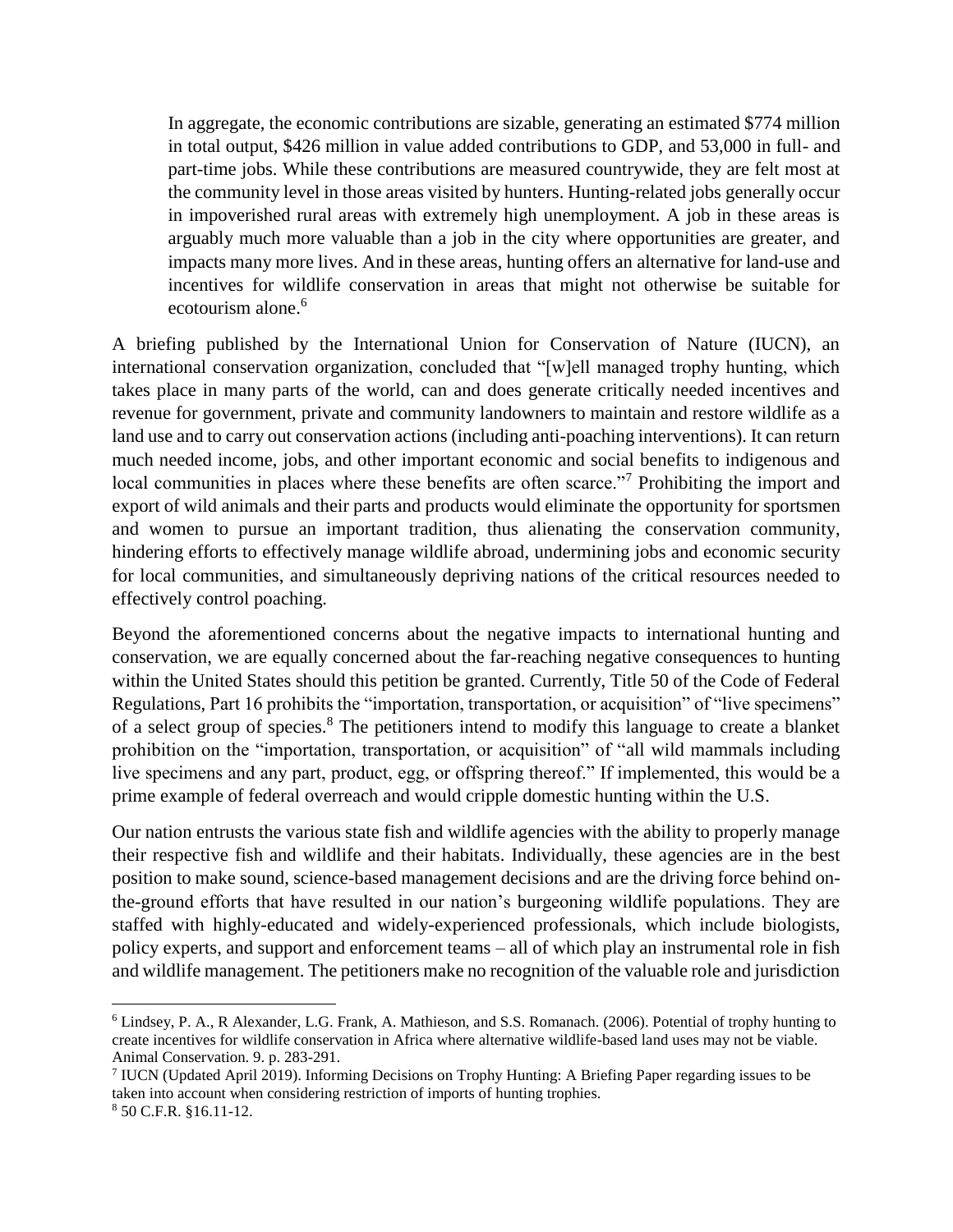> In aggregate, the economic contributions are sizable, generating an estimated $774 million in total output, $426 million in value added contributions to GDP, and 53,000 in full- and part-time jobs. While these contributions are measured countrywide, they are felt most at the community level in those areas visited by hunters. Hunting-related jobs generally occur in impoverished rural areas with extremely high unemployment. A job in these areas is arguably much more valuable than a job in the city where opportunities are greater, and impacts many more lives. And in these areas, hunting offers an alternative for land-use and incentives for wildlife conservation in areas that might not otherwise be suitable for ecotourism alone.[6]

A briefing published by the International Union for Conservation of Nature (IUCN), an international conservation organization, concluded that "[w]ell managed trophy hunting, which takes place in many parts of the world, can and does generate critically needed incentives and revenue for government, private and community landowners to maintain and restore wildlife as a land use and to carry out conservation actions (including anti-poaching interventions). It can return much needed income, jobs, and other important economic and social benefits to indigenous and local communities in places where these benefits are often scarce."[7] Prohibiting the import and export of wild animals and their parts and products would eliminate the opportunity for sportsmen and women to pursue an important tradition, thus alienating the conservation community, hindering efforts to effectively manage wildlife abroad, undermining jobs and economic security for local communities, and simultaneously depriving nations of the critical resources needed to effectively control poaching.

Beyond the aforementioned concerns about the negative impacts to international hunting and conservation, we are equally concerned about the far-reaching negative consequences to hunting within the United States should this petition be granted. Currently, Title 50 of the Code of Federal Regulations, Part 16 prohibits the "importation, transportation, or acquisition" of "live specimens" of a select group of species.[8] The petitioners intend to modify this language to create a blanket prohibition on the "importation, transportation, or acquisition" of "all wild mammals including live specimens and any part, product, egg, or offspring thereof." If implemented, this would be a prime example of federal overreach and would cripple domestic hunting within the U.S.

Our nation entrusts the various state fish and wildlife agencies with the ability to properly manage their respective fish and wildlife and their habitats. Individually, these agencies are in the best position to make sound, science-based management decisions and are the driving force behind on-the-ground efforts that have resulted in our nation's burgeoning wildlife populations. They are staffed with highly-educated and widely-experienced professionals, which include biologists, policy experts, and support and enforcement teams – all of which play an instrumental role in fish and wildlife management. The petitioners make no recognition of the valuable role and jurisdiction

---

[6] Lindsey, P. A., R Alexander, L.G. Frank, A. Mathieson, and S.S. Romanach. (2006). Potential of trophy hunting to create incentives for wildlife conservation in Africa where alternative wildlife-based land uses may not be viable. Animal Conservation. 9. p. 283-291.

[7] IUCN (Updated April 2019). Informing Decisions on Trophy Hunting: A Briefing Paper regarding issues to be taken into account when considering restriction of imports of hunting trophies.

[8] 50 C.F.R. §16.11-12.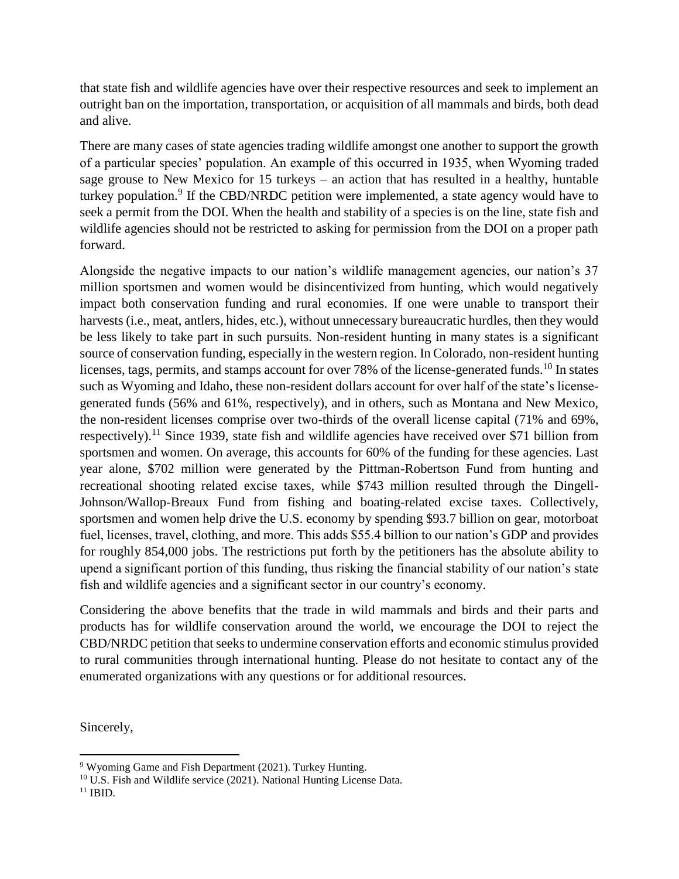that state fish and wildlife agencies have over their respective resources and seek to implement an outright ban on the importation, transportation, or acquisition of all mammals and birds, both dead and alive.

There are many cases of state agencies trading wildlife amongst one another to support the growth of a particular species' population. An example of this occurred in 1935, when Wyoming traded sage grouse to New Mexico for 15 turkeys – an action that has resulted in a healthy, huntable turkey population.[9] If the CBD/NRDC petition were implemented, a state agency would have to seek a permit from the DOI. When the health and stability of a species is on the line, state fish and wildlife agencies should not be restricted to asking for permission from the DOI on a proper path forward.

Alongside the negative impacts to our nation's wildlife management agencies, our nation's 37 million sportsmen and women would be disincentivized from hunting, which would negatively impact both conservation funding and rural economies. If one were unable to transport their harvests (i.e., meat, antlers, hides, etc.), without unnecessary bureaucratic hurdles, then they would be less likely to take part in such pursuits. Non-resident hunting in many states is a significant source of conservation funding, especially in the western region. In Colorado, non-resident hunting licenses, tags, permits, and stamps account for over 78% of the license-generated funds.[10] In states such as Wyoming and Idaho, these non-resident dollars account for over half of the state's license-generated funds (56% and 61%, respectively), and in others, such as Montana and New Mexico, the non-resident licenses comprise over two-thirds of the overall license capital (71% and 69%, respectively).[11] Since 1939, state fish and wildlife agencies have received over $71 billion from sportsmen and women. On average, this accounts for 60% of the funding for these agencies. Last year alone, $702 million were generated by the Pittman-Robertson Fund from hunting and recreational shooting related excise taxes, while $743 million resulted through the Dingell-Johnson/Wallop-Breaux Fund from fishing and boating-related excise taxes. Collectively, sportsmen and women help drive the U.S. economy by spending $93.7 billion on gear, motorboat fuel, licenses, travel, clothing, and more. This adds $55.4 billion to our nation's GDP and provides for roughly 854,000 jobs. The restrictions put forth by the petitioners has the absolute ability to upend a significant portion of this funding, thus risking the financial stability of our nation's state fish and wildlife agencies and a significant sector in our country's economy.

Considering the above benefits that the trade in wild mammals and birds and their parts and products has for wildlife conservation around the world, we encourage the DOI to reject the CBD/NRDC petition that seeks to undermine conservation efforts and economic stimulus provided to rural communities through international hunting. Please do not hesitate to contact any of the enumerated organizations with any questions or for additional resources.

Sincerely,

---

[9] Wyoming Game and Fish Department (2021). Turkey Hunting.

[10] U.S. Fish and Wildlife service (2021). National Hunting License Data.

[11] IBID.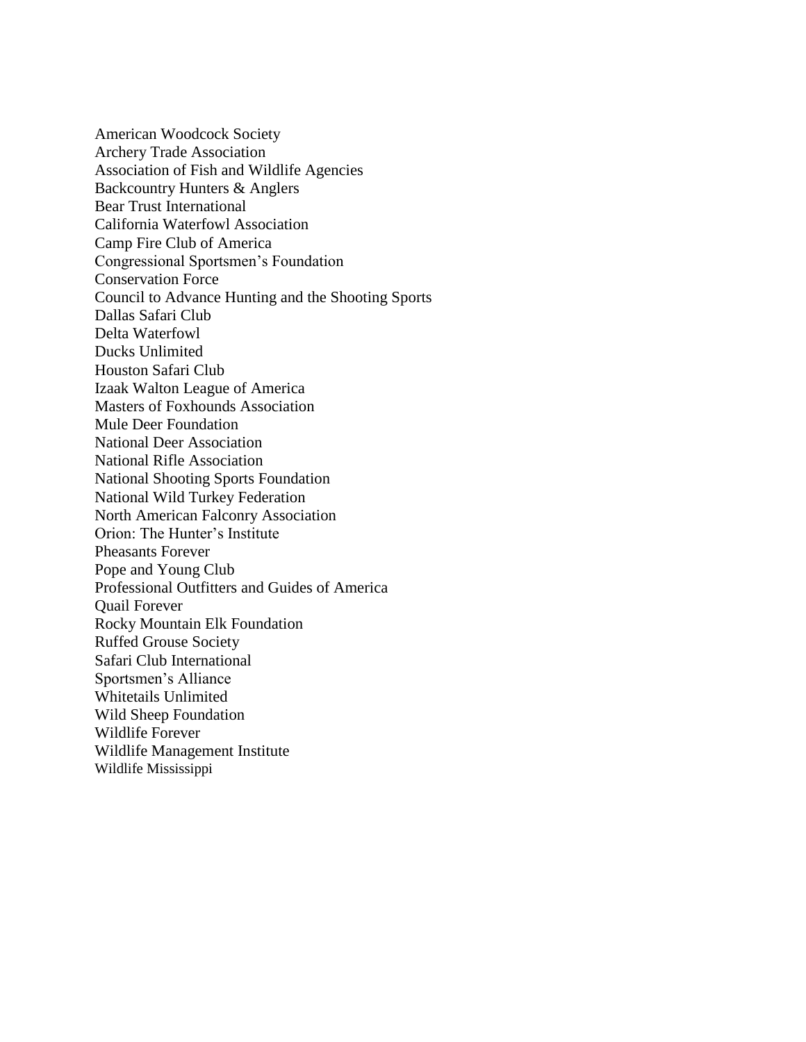American Woodcock Society
Archery Trade Association
Association of Fish and Wildlife Agencies
Backcountry Hunters & Anglers
Bear Trust International
California Waterfowl Association
Camp Fire Club of America
Congressional Sportsmen's Foundation
Conservation Force
Council to Advance Hunting and the Shooting Sports
Dallas Safari Club
Delta Waterfowl
Ducks Unlimited
Houston Safari Club
Izaak Walton League of America
Masters of Foxhounds Association
Mule Deer Foundation
National Deer Association
National Rifle Association
National Shooting Sports Foundation
National Wild Turkey Federation
North American Falconry Association
Orion: The Hunter's Institute
Pheasants Forever
Pope and Young Club
Professional Outfitters and Guides of America
Quail Forever
Rocky Mountain Elk Foundation
Ruffed Grouse Society
Safari Club International
Sportsmen's Alliance
Whitetails Unlimited
Wild Sheep Foundation
Wildlife Forever
Wildlife Management Institute
Wildlife Mississippi